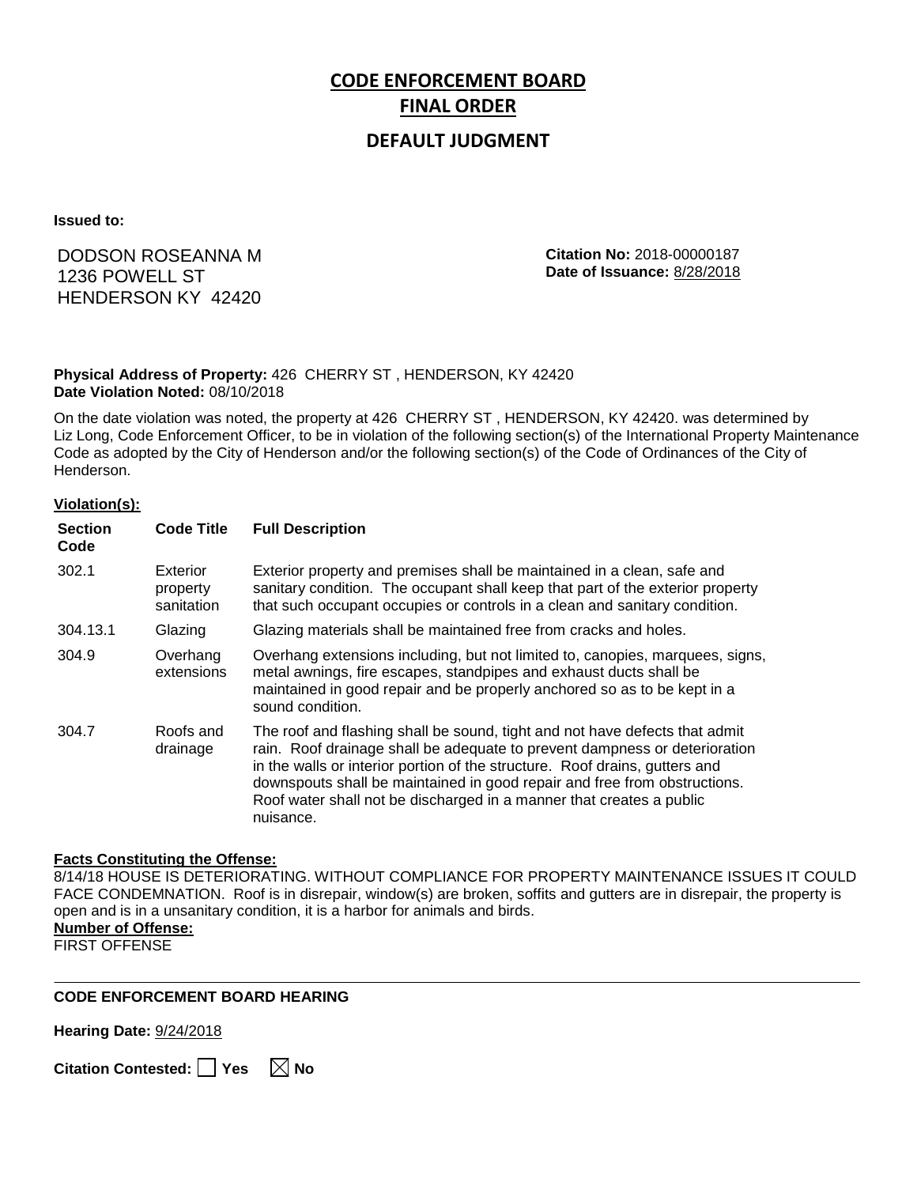# CODE ENFORCEMENT BOARD
# FINAL ORDER
## DEFAULT JUDGMENT

**Issued to:**

DODSON ROSEANNA M
1236 POWELL ST
HENDERSON KY 42420

**Citation No:** 2018-00000187
**Date of Issuance:** 8/28/2018

**Physical Address of Property:** 426 CHERRY ST , HENDERSON, KY 42420
**Date Violation Noted:** 08/10/2018

On the date violation was noted, the property at 426 CHERRY ST , HENDERSON, KY 42420. was determined by Liz Long, Code Enforcement Officer, to be in violation of the following section(s) of the International Property Maintenance Code as adopted by the City of Henderson and/or the following section(s) of the Code of Ordinances of the City of Henderson.

**Violation(s):**

| Section Code | Code Title | Full Description |
|---|---|---|
| 302.1 | Exterior property sanitation | Exterior property and premises shall be maintained in a clean, safe and sanitary condition. The occupant shall keep that part of the exterior property that such occupant occupies or controls in a clean and sanitary condition. |
| 304.13.1 | Glazing | Glazing materials shall be maintained free from cracks and holes. |
| 304.9 | Overhang extensions | Overhang extensions including, but not limited to, canopies, marquees, signs, metal awnings, fire escapes, standpipes and exhaust ducts shall be maintained in good repair and be properly anchored so as to be kept in a sound condition. |
| 304.7 | Roofs and drainage | The roof and flashing shall be sound, tight and not have defects that admit rain. Roof drainage shall be adequate to prevent dampness or deterioration in the walls or interior portion of the structure. Roof drains, gutters and downspouts shall be maintained in good repair and free from obstructions. Roof water shall not be discharged in a manner that creates a public nuisance. |

**Facts Constituting the Offense:**
8/14/18 HOUSE IS DETERIORATING. WITHOUT COMPLIANCE FOR PROPERTY MAINTENANCE ISSUES IT COULD FACE CONDEMNATION. Roof is in disrepair, window(s) are broken, soffits and gutters are in disrepair, the property is open and is in a unsanitary condition, it is a harbor for animals and birds.

**Number of Offense:**
FIRST OFFENSE

---

**CODE ENFORCEMENT BOARD HEARING**

**Hearing Date:** 9/24/2018

**Citation Contested:** ☐ Yes ☒ No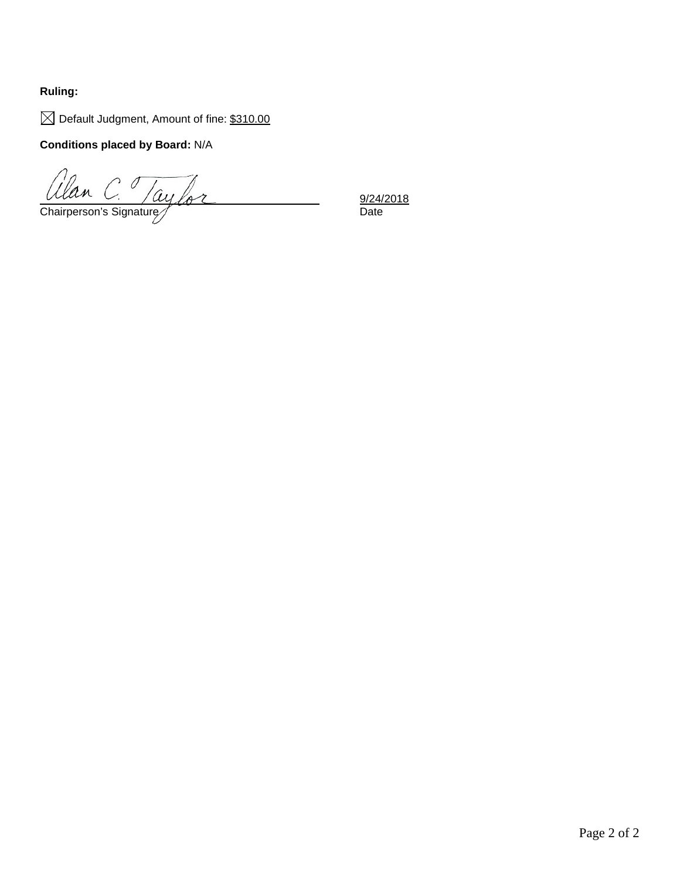**Ruling:**

☒ Default Judgment, Amount of fine: $310.00

**Conditions placed by Board:** N/A

Alan C. Taylor
Chairperson's Signature

9/24/2018
Date